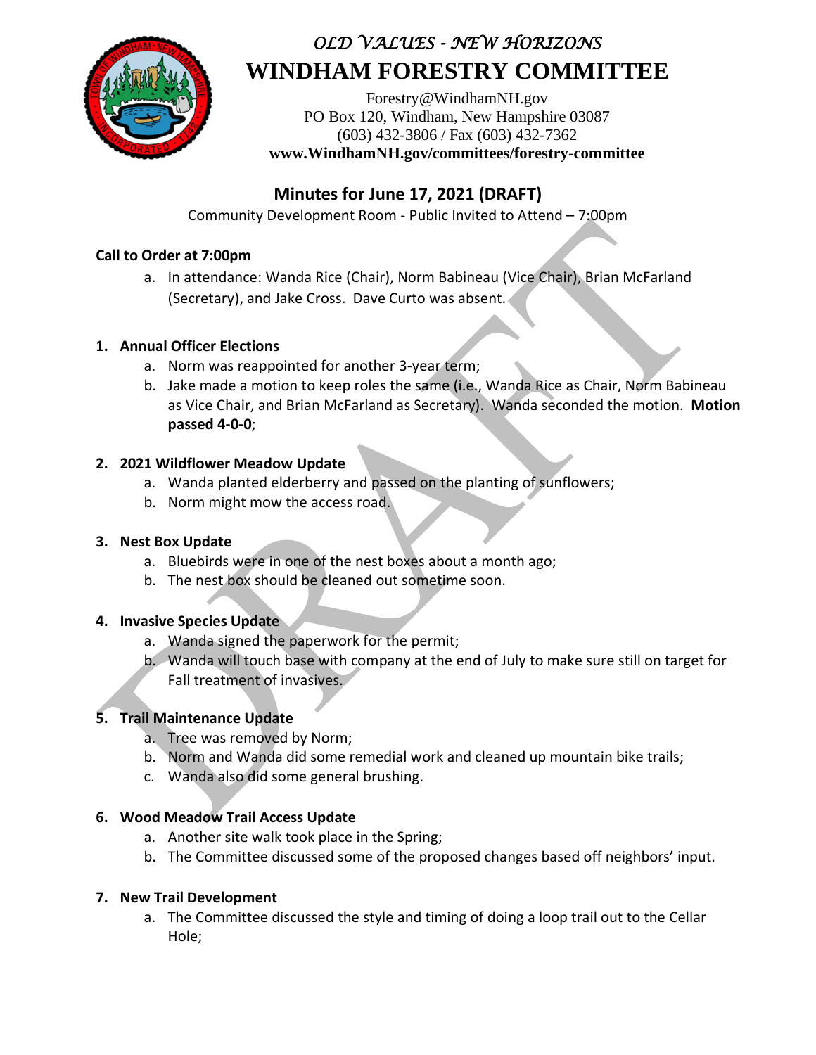*OLD VALUES - NEW HORIZONS*

# WINDHAM FORESTRY COMMITTEE

Forestry@WindhamNH.gov
PO Box 120, Windham, New Hampshire 03087
(603) 432-3806 / Fax (603) 432-7362
**www.WindhamNH.gov/committees/forestry-committee**

## Minutes for June 17, 2021 (DRAFT)

Community Development Room - Public Invited to Attend – 7:00pm

**Call to Order at 7:00pm**

a. In attendance: Wanda Rice (Chair), Norm Babineau (Vice Chair), Brian McFarland (Secretary), and Jake Cross. Dave Curto was absent.

1. **Annual Officer Elections**
   a. Norm was reappointed for another 3-year term;
   b. Jake made a motion to keep roles the same (i.e., Wanda Rice as Chair, Norm Babineau as Vice Chair, and Brian McFarland as Secretary). Wanda seconded the motion. **Motion passed 4-0-0**;

2. **2021 Wildflower Meadow Update**
   a. Wanda planted elderberry and passed on the planting of sunflowers;
   b. Norm might mow the access road.

3. **Nest Box Update**
   a. Bluebirds were in one of the nest boxes about a month ago;
   b. The nest box should be cleaned out sometime soon.

4. **Invasive Species Update**
   a. Wanda signed the paperwork for the permit;
   b. Wanda will touch base with company at the end of July to make sure still on target for Fall treatment of invasives.

5. **Trail Maintenance Update**
   a. Tree was removed by Norm;
   b. Norm and Wanda did some remedial work and cleaned up mountain bike trails;
   c. Wanda also did some general brushing.

6. **Wood Meadow Trail Access Update**
   a. Another site walk took place in the Spring;
   b. The Committee discussed some of the proposed changes based off neighbors' input.

7. **New Trail Development**
   a. The Committee discussed the style and timing of doing a loop trail out to the Cellar Hole;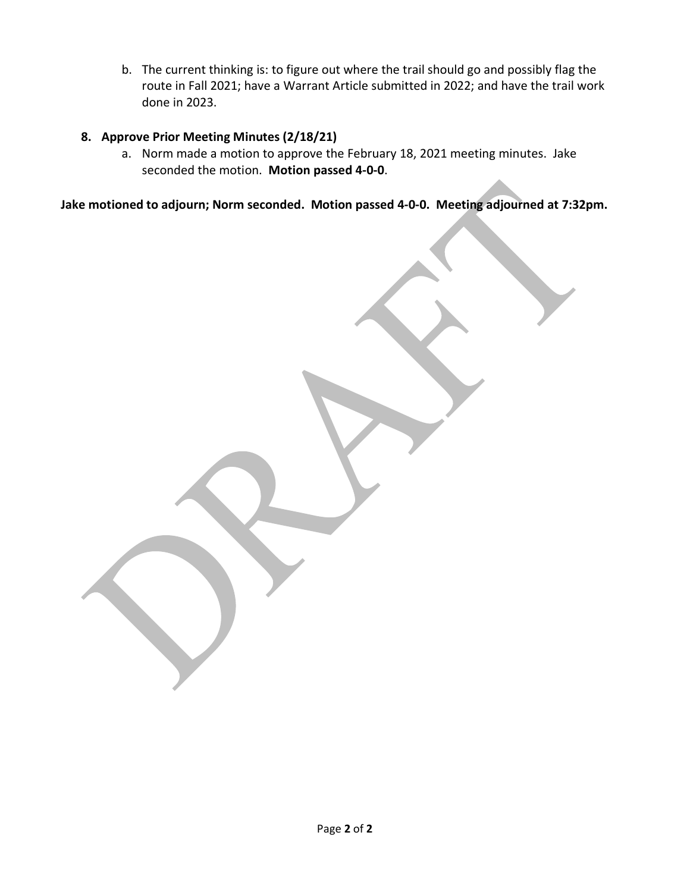b. The current thinking is: to figure out where the trail should go and possibly flag the route in Fall 2021; have a Warrant Article submitted in 2022; and have the trail work done in 2023.

8. **Approve Prior Meeting Minutes (2/18/21)**

   a. Norm made a motion to approve the February 18, 2021 meeting minutes. Jake seconded the motion. **Motion passed 4-0-0**.

**Jake motioned to adjourn; Norm seconded. Motion passed 4-0-0. Meeting adjourned at 7:32pm.**

DRAFT